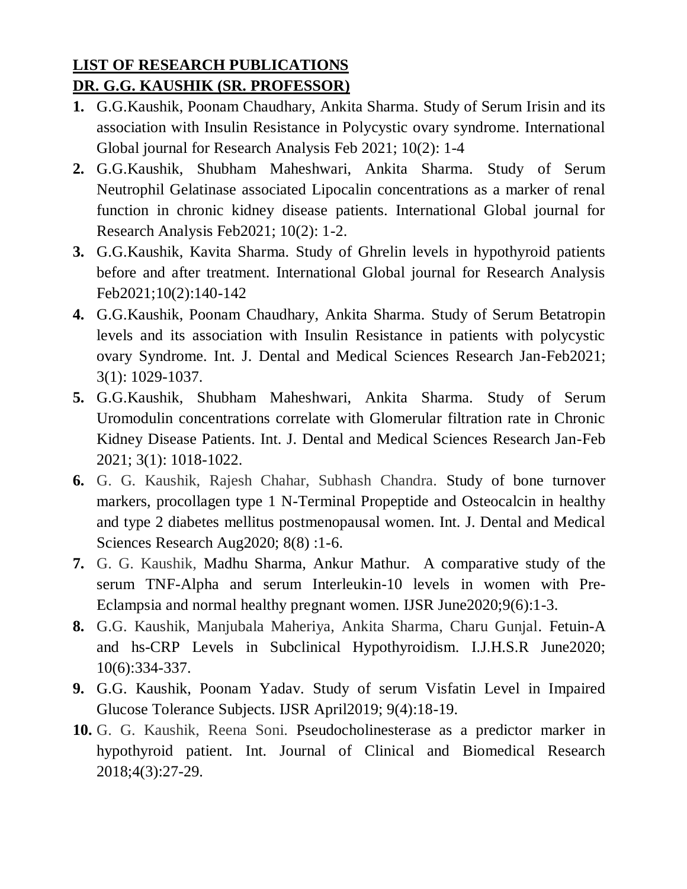# LIST OF RESEARCH PUBLICATIONS

## DR. G.G. KAUSHIK (SR. PROFESSOR)

1. G.G.Kaushik, Poonam Chaudhary, Ankita Sharma. Study of Serum Irisin and its association with Insulin Resistance in Polycystic ovary syndrome. International Global journal for Research Analysis Feb 2021; 10(2): 1-4
2. G.G.Kaushik, Shubham Maheshwari, Ankita Sharma. Study of Serum Neutrophil Gelatinase associated Lipocalin concentrations as a marker of renal function in chronic kidney disease patients. International Global journal for Research Analysis Feb2021; 10(2): 1-2.
3. G.G.Kaushik, Kavita Sharma. Study of Ghrelin levels in hypothyroid patients before and after treatment. International Global journal for Research Analysis Feb2021;10(2):140-142
4. G.G.Kaushik, Poonam Chaudhary, Ankita Sharma. Study of Serum Betatropin levels and its association with Insulin Resistance in patients with polycystic ovary Syndrome. Int. J. Dental and Medical Sciences Research Jan-Feb2021; 3(1): 1029-1037.
5. G.G.Kaushik, Shubham Maheshwari, Ankita Sharma. Study of Serum Uromodulin concentrations correlate with Glomerular filtration rate in Chronic Kidney Disease Patients. Int. J. Dental and Medical Sciences Research Jan-Feb 2021; 3(1): 1018-1022.
6. G. G. Kaushik, Rajesh Chahar, Subhash Chandra. Study of bone turnover markers, procollagen type 1 N-Terminal Propeptide and Osteocalcin in healthy and type 2 diabetes mellitus postmenopausal women. Int. J. Dental and Medical Sciences Research Aug2020; 8(8) :1-6.
7. G. G. Kaushik, Madhu Sharma, Ankur Mathur. A comparative study of the serum TNF-Alpha and serum Interleukin-10 levels in women with Pre-Eclampsia and normal healthy pregnant women. IJSR June2020;9(6):1-3.
8. G.G. Kaushik, Manjubala Maheriya, Ankita Sharma, Charu Gunjal. Fetuin-A and hs-CRP Levels in Subclinical Hypothyroidism. I.J.H.S.R June2020; 10(6):334-337.
9. G.G. Kaushik, Poonam Yadav. Study of serum Visfatin Level in Impaired Glucose Tolerance Subjects. IJSR April2019; 9(4):18-19.
10. G. G. Kaushik, Reena Soni. Pseudocholinesterase as a predictor marker in hypothyroid patient. Int. Journal of Clinical and Biomedical Research 2018;4(3):27-29.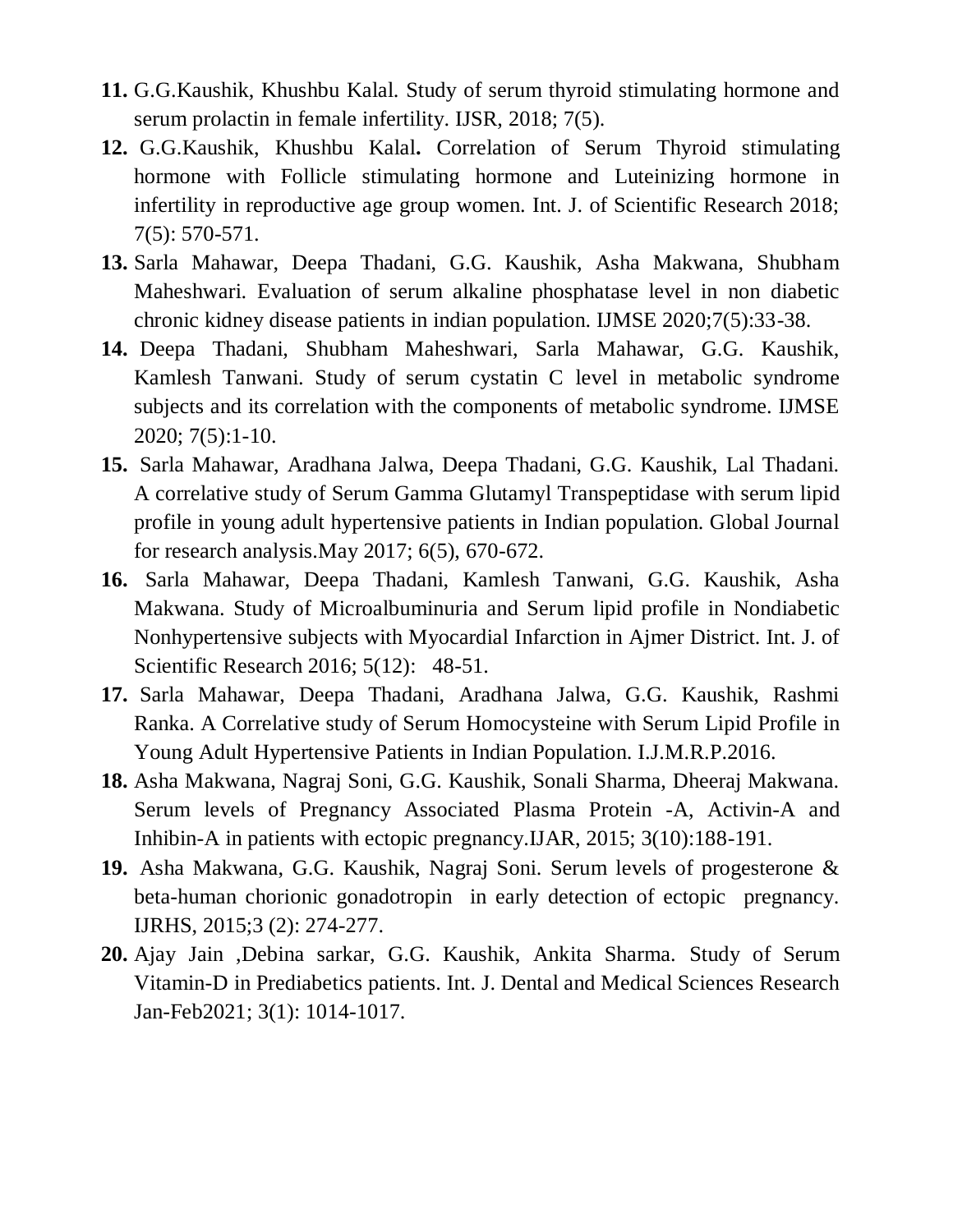11. G.G.Kaushik, Khushbu Kalal. Study of serum thyroid stimulating hormone and serum prolactin in female infertility. IJSR, 2018; 7(5).
12. G.G.Kaushik, Khushbu Kalal**.** Correlation of Serum Thyroid stimulating hormone with Follicle stimulating hormone and Luteinizing hormone in infertility in reproductive age group women. Int. J. of Scientific Research 2018; 7(5): 570-571.
13. Sarla Mahawar, Deepa Thadani, G.G. Kaushik, Asha Makwana, Shubham Maheshwari. Evaluation of serum alkaline phosphatase level in non diabetic chronic kidney disease patients in indian population. IJMSE 2020;7(5):33-38.
14. Deepa Thadani, Shubham Maheshwari, Sarla Mahawar, G.G. Kaushik, Kamlesh Tanwani. Study of serum cystatin C level in metabolic syndrome subjects and its correlation with the components of metabolic syndrome. IJMSE 2020; 7(5):1-10.
15. Sarla Mahawar, Aradhana Jalwa, Deepa Thadani, G.G. Kaushik, Lal Thadani. A correlative study of Serum Gamma Glutamyl Transpeptidase with serum lipid profile in young adult hypertensive patients in Indian population. Global Journal for research analysis.May 2017; 6(5), 670-672.
16. Sarla Mahawar, Deepa Thadani, Kamlesh Tanwani, G.G. Kaushik, Asha Makwana. Study of Microalbuminuria and Serum lipid profile in Nondiabetic Nonhypertensive subjects with Myocardial Infarction in Ajmer District. Int. J. of Scientific Research 2016; 5(12): 48-51.
17. Sarla Mahawar, Deepa Thadani, Aradhana Jalwa, G.G. Kaushik, Rashmi Ranka. A Correlative study of Serum Homocysteine with Serum Lipid Profile in Young Adult Hypertensive Patients in Indian Population. I.J.M.R.P.2016.
18. Asha Makwana, Nagraj Soni, G.G. Kaushik, Sonali Sharma, Dheeraj Makwana. Serum levels of Pregnancy Associated Plasma Protein -A, Activin-A and Inhibin-A in patients with ectopic pregnancy.IJAR, 2015; 3(10):188-191.
19. Asha Makwana, G.G. Kaushik, Nagraj Soni. Serum levels of progesterone & beta-human chorionic gonadotropin in early detection of ectopic pregnancy. IJRHS, 2015;3 (2): 274-277.
20. Ajay Jain ,Debina sarkar, G.G. Kaushik, Ankita Sharma. Study of Serum Vitamin-D in Prediabetics patients. Int. J. Dental and Medical Sciences Research Jan-Feb2021; 3(1): 1014-1017.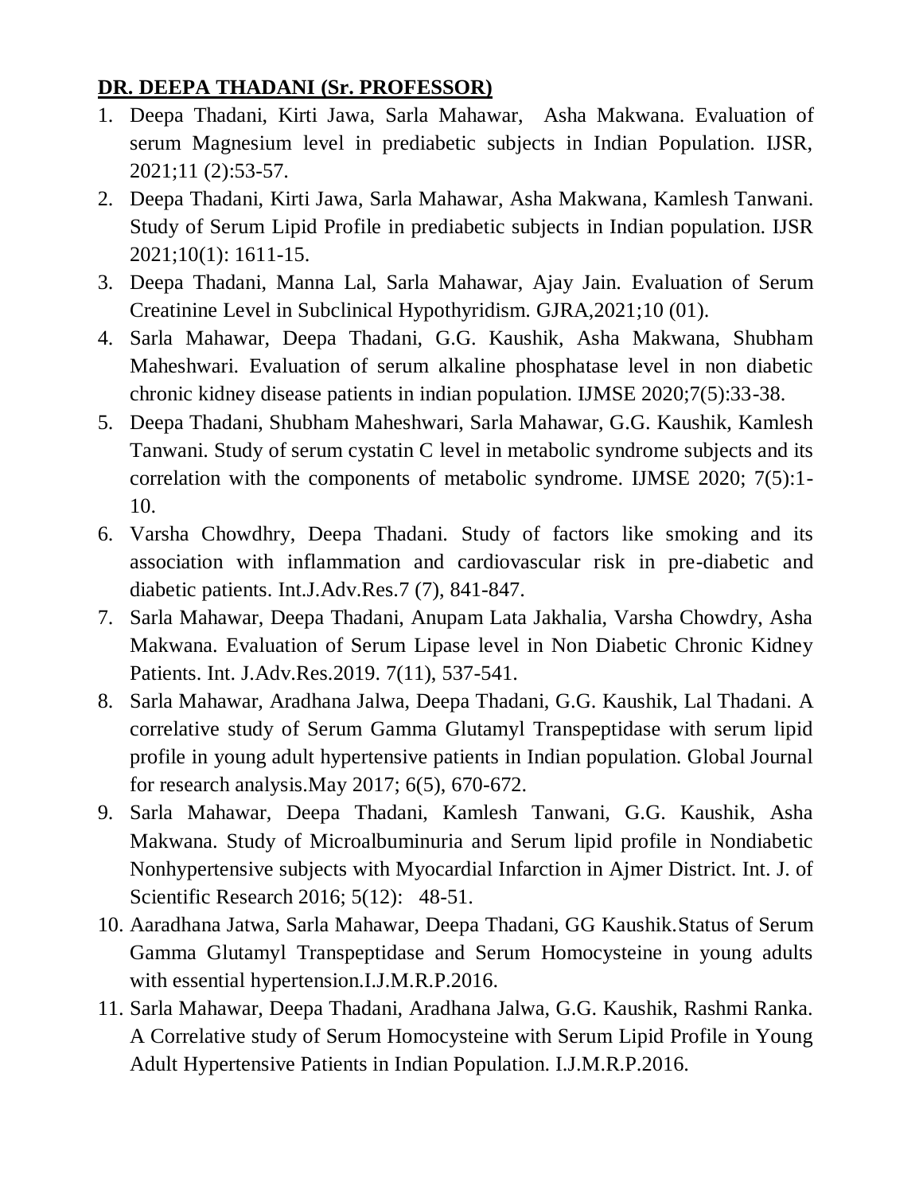**DR. DEEPA THADANI (Sr. PROFESSOR)**

1. Deepa Thadani, Kirti Jawa, Sarla Mahawar, Asha Makwana. Evaluation of serum Magnesium level in prediabetic subjects in Indian Population. IJSR, 2021;11 (2):53-57.
2. Deepa Thadani, Kirti Jawa, Sarla Mahawar, Asha Makwana, Kamlesh Tanwani. Study of Serum Lipid Profile in prediabetic subjects in Indian population. IJSR 2021;10(1): 1611-15.
3. Deepa Thadani, Manna Lal, Sarla Mahawar, Ajay Jain. Evaluation of Serum Creatinine Level in Subclinical Hypothyridism. GJRA,2021;10 (01).
4. Sarla Mahawar, Deepa Thadani, G.G. Kaushik, Asha Makwana, Shubham Maheshwari. Evaluation of serum alkaline phosphatase level in non diabetic chronic kidney disease patients in indian population. IJMSE 2020;7(5):33-38.
5. Deepa Thadani, Shubham Maheshwari, Sarla Mahawar, G.G. Kaushik, Kamlesh Tanwani. Study of serum cystatin C level in metabolic syndrome subjects and its correlation with the components of metabolic syndrome. IJMSE 2020; 7(5):1-10.
6. Varsha Chowdhry, Deepa Thadani. Study of factors like smoking and its association with inflammation and cardiovascular risk in pre-diabetic and diabetic patients. Int.J.Adv.Res.7 (7), 841-847.
7. Sarla Mahawar, Deepa Thadani, Anupam Lata Jakhalia, Varsha Chowdry, Asha Makwana. Evaluation of Serum Lipase level in Non Diabetic Chronic Kidney Patients. Int. J.Adv.Res.2019. 7(11), 537-541.
8. Sarla Mahawar, Aradhana Jalwa, Deepa Thadani, G.G. Kaushik, Lal Thadani. A correlative study of Serum Gamma Glutamyl Transpeptidase with serum lipid profile in young adult hypertensive patients in Indian population. Global Journal for research analysis.May 2017; 6(5), 670-672.
9. Sarla Mahawar, Deepa Thadani, Kamlesh Tanwani, G.G. Kaushik, Asha Makwana. Study of Microalbuminuria and Serum lipid profile in Nondiabetic Nonhypertensive subjects with Myocardial Infarction in Ajmer District. Int. J. of Scientific Research 2016; 5(12): 48-51.
10. Aaradhana Jatwa, Sarla Mahawar, Deepa Thadani, GG Kaushik.Status of Serum Gamma Glutamyl Transpeptidase and Serum Homocysteine in young adults with essential hypertension.I.J.M.R.P.2016.
11. Sarla Mahawar, Deepa Thadani, Aradhana Jalwa, G.G. Kaushik, Rashmi Ranka. A Correlative study of Serum Homocysteine with Serum Lipid Profile in Young Adult Hypertensive Patients in Indian Population. I.J.M.R.P.2016.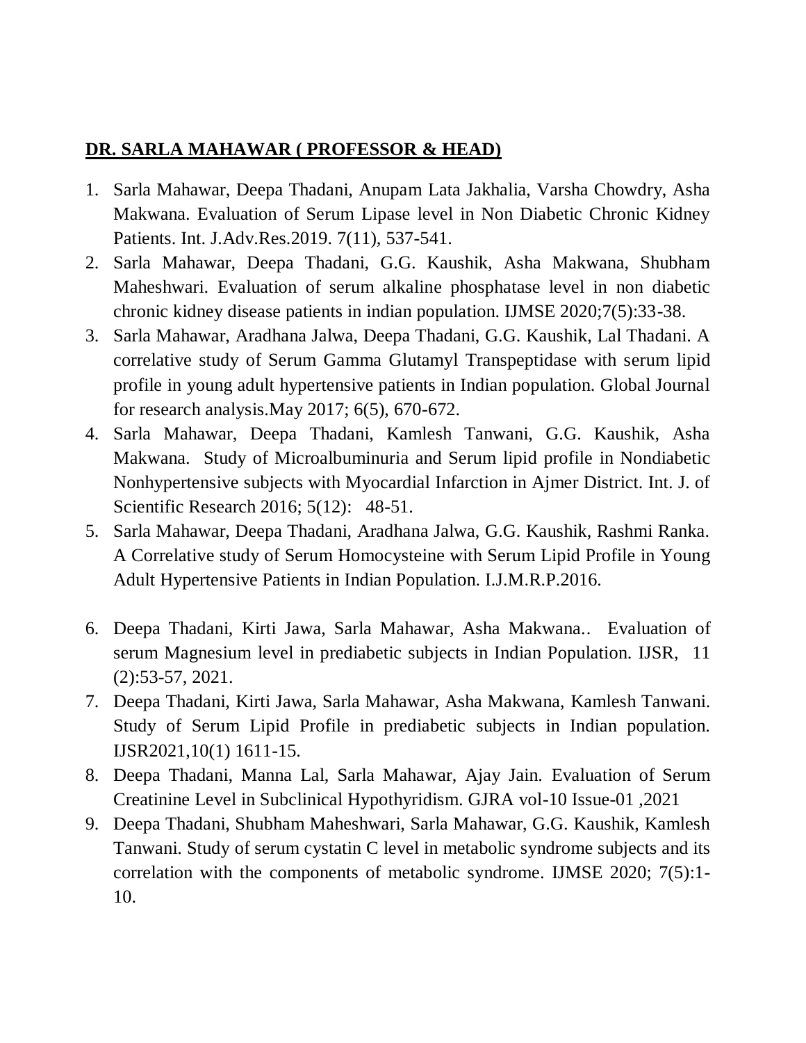**DR. SARLA MAHAWAR ( PROFESSOR & HEAD)**

1. Sarla Mahawar, Deepa Thadani, Anupam Lata Jakhalia, Varsha Chowdry, Asha Makwana. Evaluation of Serum Lipase level in Non Diabetic Chronic Kidney Patients. Int. J.Adv.Res.2019. 7(11), 537-541.
2. Sarla Mahawar, Deepa Thadani, G.G. Kaushik, Asha Makwana, Shubham Maheshwari. Evaluation of serum alkaline phosphatase level in non diabetic chronic kidney disease patients in indian population. IJMSE 2020;7(5):33-38.
3. Sarla Mahawar, Aradhana Jalwa, Deepa Thadani, G.G. Kaushik, Lal Thadani. A correlative study of Serum Gamma Glutamyl Transpeptidase with serum lipid profile in young adult hypertensive patients in Indian population. Global Journal for research analysis.May 2017; 6(5), 670-672.
4. Sarla Mahawar, Deepa Thadani, Kamlesh Tanwani, G.G. Kaushik, Asha Makwana. Study of Microalbuminuria and Serum lipid profile in Nondiabetic Nonhypertensive subjects with Myocardial Infarction in Ajmer District. Int. J. of Scientific Research 2016; 5(12): 48-51.
5. Sarla Mahawar, Deepa Thadani, Aradhana Jalwa, G.G. Kaushik, Rashmi Ranka. A Correlative study of Serum Homocysteine with Serum Lipid Profile in Young Adult Hypertensive Patients in Indian Population. I.J.M.R.P.2016.
6. Deepa Thadani, Kirti Jawa, Sarla Mahawar, Asha Makwana.. Evaluation of serum Magnesium level in prediabetic subjects in Indian Population. IJSR, 11 (2):53-57, 2021.
7. Deepa Thadani, Kirti Jawa, Sarla Mahawar, Asha Makwana, Kamlesh Tanwani. Study of Serum Lipid Profile in prediabetic subjects in Indian population. IJSR2021,10(1) 1611-15.
8. Deepa Thadani, Manna Lal, Sarla Mahawar, Ajay Jain. Evaluation of Serum Creatinine Level in Subclinical Hypothyridism. GJRA vol-10 Issue-01 ,2021
9. Deepa Thadani, Shubham Maheshwari, Sarla Mahawar, G.G. Kaushik, Kamlesh Tanwani. Study of serum cystatin C level in metabolic syndrome subjects and its correlation with the components of metabolic syndrome. IJMSE 2020; 7(5):1-10.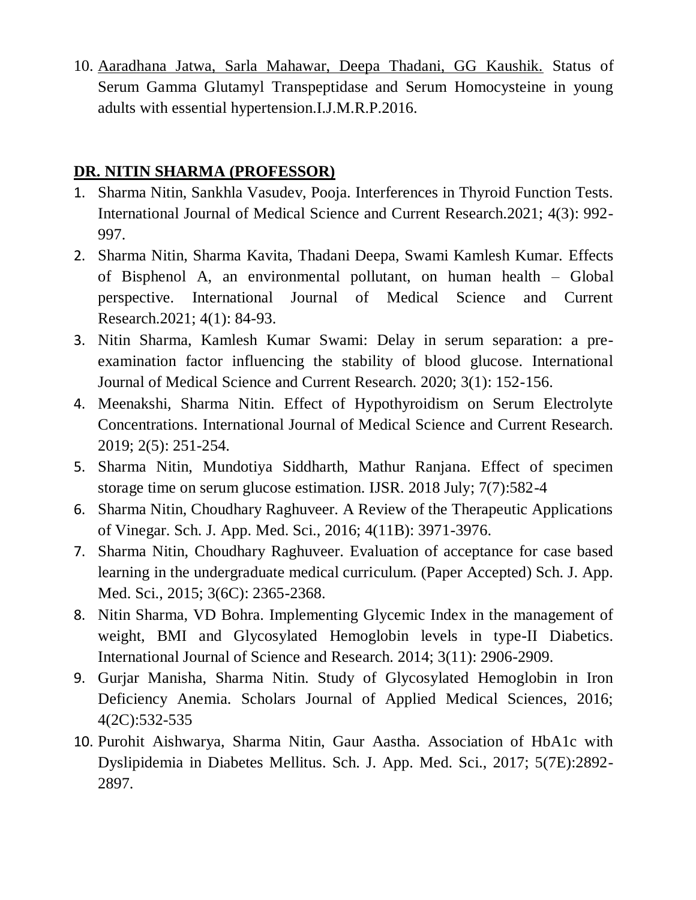10. <u>Aaradhana Jatwa, Sarla Mahawar, Deepa Thadani, GG Kaushik.</u> Status of Serum Gamma Glutamyl Transpeptidase and Serum Homocysteine in young adults with essential hypertension.I.J.M.R.P.2016.

## <u>DR. NITIN SHARMA (PROFESSOR)</u>

1. Sharma Nitin, Sankhla Vasudev, Pooja. Interferences in Thyroid Function Tests. International Journal of Medical Science and Current Research.2021; 4(3): 992-997.
2. Sharma Nitin, Sharma Kavita, Thadani Deepa, Swami Kamlesh Kumar. Effects of Bisphenol A, an environmental pollutant, on human health – Global perspective. International Journal of Medical Science and Current Research.2021; 4(1): 84-93.
3. Nitin Sharma, Kamlesh Kumar Swami: Delay in serum separation: a pre-examination factor influencing the stability of blood glucose. International Journal of Medical Science and Current Research. 2020; 3(1): 152-156.
4. Meenakshi, Sharma Nitin. Effect of Hypothyroidism on Serum Electrolyte Concentrations. International Journal of Medical Science and Current Research. 2019; 2(5): 251-254.
5. Sharma Nitin, Mundotiya Siddharth, Mathur Ranjana. Effect of specimen storage time on serum glucose estimation. IJSR. 2018 July; 7(7):582-4
6. Sharma Nitin, Choudhary Raghuveer. A Review of the Therapeutic Applications of Vinegar. Sch. J. App. Med. Sci., 2016; 4(11B): 3971-3976.
7. Sharma Nitin, Choudhary Raghuveer. Evaluation of acceptance for case based learning in the undergraduate medical curriculum. (Paper Accepted) Sch. J. App. Med. Sci., 2015; 3(6C): 2365-2368.
8. Nitin Sharma, VD Bohra. Implementing Glycemic Index in the management of weight, BMI and Glycosylated Hemoglobin levels in type-II Diabetics. International Journal of Science and Research. 2014; 3(11): 2906-2909.
9. Gurjar Manisha, Sharma Nitin. Study of Glycosylated Hemoglobin in Iron Deficiency Anemia. Scholars Journal of Applied Medical Sciences, 2016; 4(2C):532-535
10. Purohit Aishwarya, Sharma Nitin, Gaur Aastha. Association of HbA1c with Dyslipidemia in Diabetes Mellitus. Sch. J. App. Med. Sci., 2017; 5(7E):2892-2897.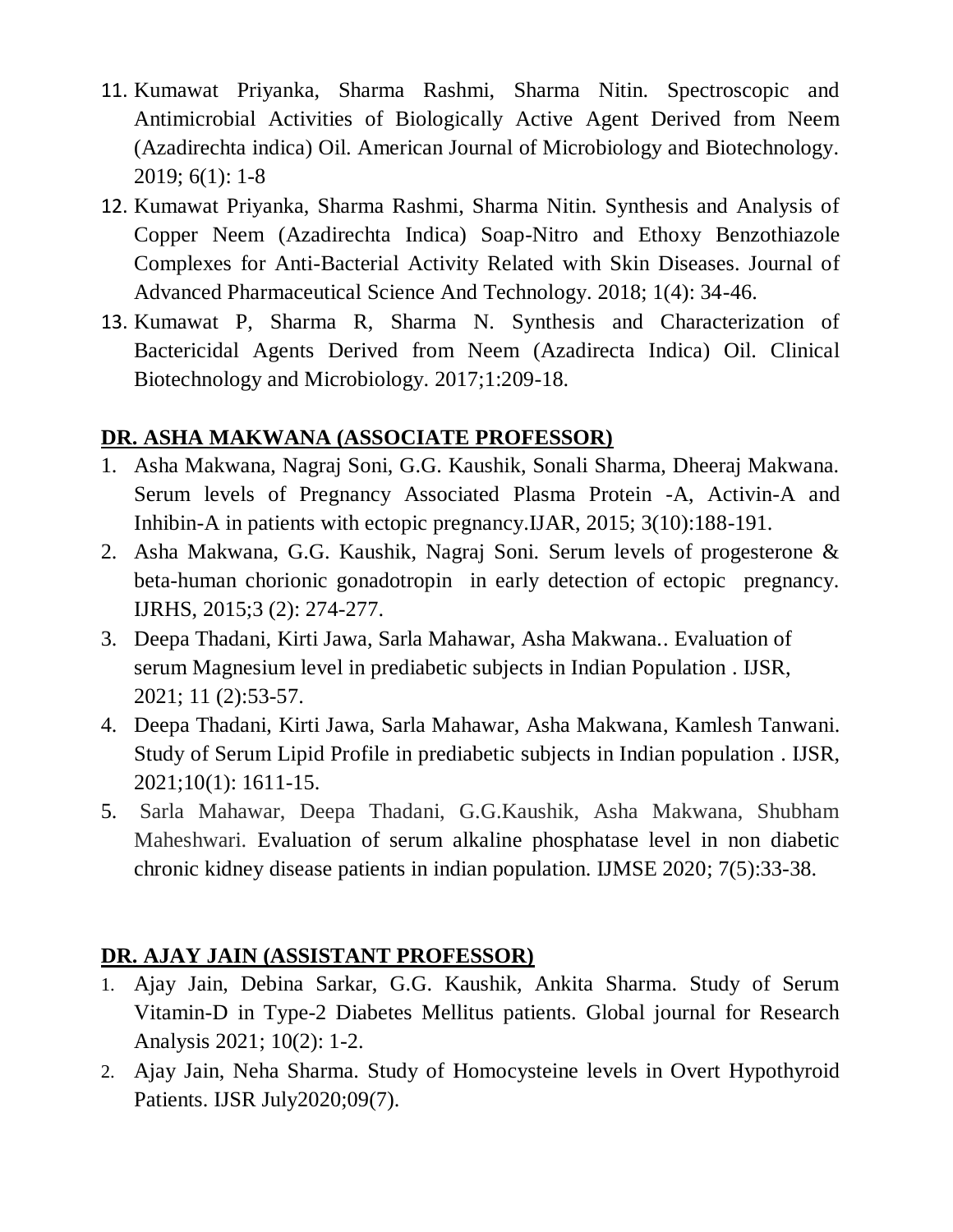11. Kumawat Priyanka, Sharma Rashmi, Sharma Nitin. Spectroscopic and Antimicrobial Activities of Biologically Active Agent Derived from Neem (Azadirechta indica) Oil. American Journal of Microbiology and Biotechnology. 2019; 6(1): 1-8
12. Kumawat Priyanka, Sharma Rashmi, Sharma Nitin. Synthesis and Analysis of Copper Neem (Azadirechta Indica) Soap-Nitro and Ethoxy Benzothiazole Complexes for Anti-Bacterial Activity Related with Skin Diseases. Journal of Advanced Pharmaceutical Science And Technology. 2018; 1(4): 34-46.
13. Kumawat P, Sharma R, Sharma N. Synthesis and Characterization of Bactericidal Agents Derived from Neem (Azadirecta Indica) Oil. Clinical Biotechnology and Microbiology. 2017;1:209-18.

**DR. ASHA MAKWANA (ASSOCIATE PROFESSOR)**

1. Asha Makwana, Nagraj Soni, G.G. Kaushik, Sonali Sharma, Dheeraj Makwana. Serum levels of Pregnancy Associated Plasma Protein -A, Activin-A and Inhibin-A in patients with ectopic pregnancy.IJAR, 2015; 3(10):188-191.
2. Asha Makwana, G.G. Kaushik, Nagraj Soni. Serum levels of progesterone & beta-human chorionic gonadotropin in early detection of ectopic pregnancy. IJRHS, 2015;3 (2): 274-277.
3. Deepa Thadani, Kirti Jawa, Sarla Mahawar, Asha Makwana.. Evaluation of serum Magnesium level in prediabetic subjects in Indian Population . IJSR, 2021; 11 (2):53-57.
4. Deepa Thadani, Kirti Jawa, Sarla Mahawar, Asha Makwana, Kamlesh Tanwani. Study of Serum Lipid Profile in prediabetic subjects in Indian population . IJSR, 2021;10(1): 1611-15.
5. Sarla Mahawar, Deepa Thadani, G.G.Kaushik, Asha Makwana, Shubham Maheshwari. Evaluation of serum alkaline phosphatase level in non diabetic chronic kidney disease patients in indian population. IJMSE 2020; 7(5):33-38.

**DR. AJAY JAIN (ASSISTANT PROFESSOR)**

1. Ajay Jain, Debina Sarkar, G.G. Kaushik, Ankita Sharma. Study of Serum Vitamin-D in Type-2 Diabetes Mellitus patients. Global journal for Research Analysis 2021; 10(2): 1-2.
2. Ajay Jain, Neha Sharma. Study of Homocysteine levels in Overt Hypothyroid Patients. IJSR July2020;09(7).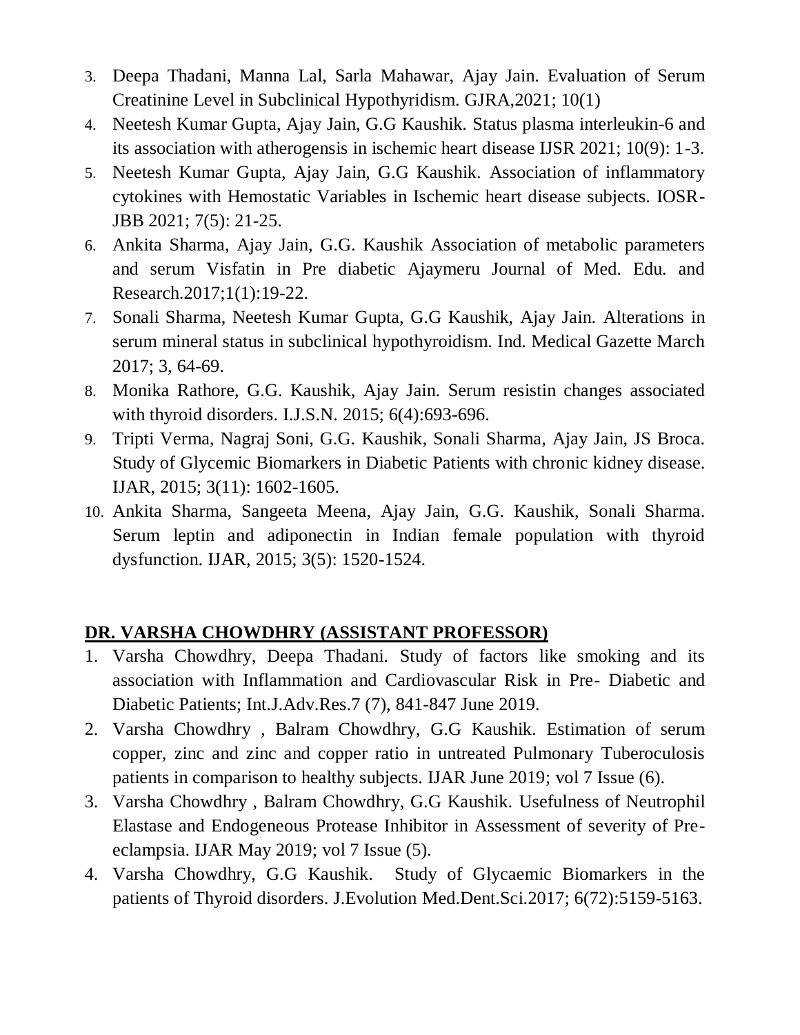3. Deepa Thadani, Manna Lal, Sarla Mahawar, Ajay Jain. Evaluation of Serum Creatinine Level in Subclinical Hypothyridism. GJRA,2021; 10(1)
4. Neetesh Kumar Gupta, Ajay Jain, G.G Kaushik. Status plasma interleukin-6 and its association with atherogensis in ischemic heart disease IJSR 2021; 10(9): 1-3.
5. Neetesh Kumar Gupta, Ajay Jain, G.G Kaushik. Association of inflammatory cytokines with Hemostatic Variables in Ischemic heart disease subjects. IOSR-JBB 2021; 7(5): 21-25.
6. Ankita Sharma, Ajay Jain, G.G. Kaushik Association of metabolic parameters and serum Visfatin in Pre diabetic Ajaymeru Journal of Med. Edu. and Research.2017;1(1):19-22.
7. Sonali Sharma, Neetesh Kumar Gupta, G.G Kaushik, Ajay Jain. Alterations in serum mineral status in subclinical hypothyroidism. Ind. Medical Gazette March 2017; 3, 64-69.
8. Monika Rathore, G.G. Kaushik, Ajay Jain. Serum resistin changes associated with thyroid disorders. I.J.S.N. 2015; 6(4):693-696.
9. Tripti Verma, Nagraj Soni, G.G. Kaushik, Sonali Sharma, Ajay Jain, JS Broca. Study of Glycemic Biomarkers in Diabetic Patients with chronic kidney disease. IJAR, 2015; 3(11): 1602-1605.
10. Ankita Sharma, Sangeeta Meena, Ajay Jain, G.G. Kaushik, Sonali Sharma. Serum leptin and adiponectin in Indian female population with thyroid dysfunction. IJAR, 2015; 3(5): 1520-1524.

## DR. VARSHA CHOWDHRY (ASSISTANT PROFESSOR)

1. Varsha Chowdhry, Deepa Thadani. Study of factors like smoking and its association with Inflammation and Cardiovascular Risk in Pre- Diabetic and Diabetic Patients; Int.J.Adv.Res.7 (7), 841-847 June 2019.
2. Varsha Chowdhry , Balram Chowdhry, G.G Kaushik. Estimation of serum copper, zinc and zinc and copper ratio in untreated Pulmonary Tuberoculosis patients in comparison to healthy subjects. IJAR June 2019; vol 7 Issue (6).
3. Varsha Chowdhry , Balram Chowdhry, G.G Kaushik. Usefulness of Neutrophil Elastase and Endogeneous Protease Inhibitor in Assessment of severity of Pre-eclampsia. IJAR May 2019; vol 7 Issue (5).
4. Varsha Chowdhry, G.G Kaushik. Study of Glycaemic Biomarkers in the patients of Thyroid disorders. J.Evolution Med.Dent.Sci.2017; 6(72):5159-5163.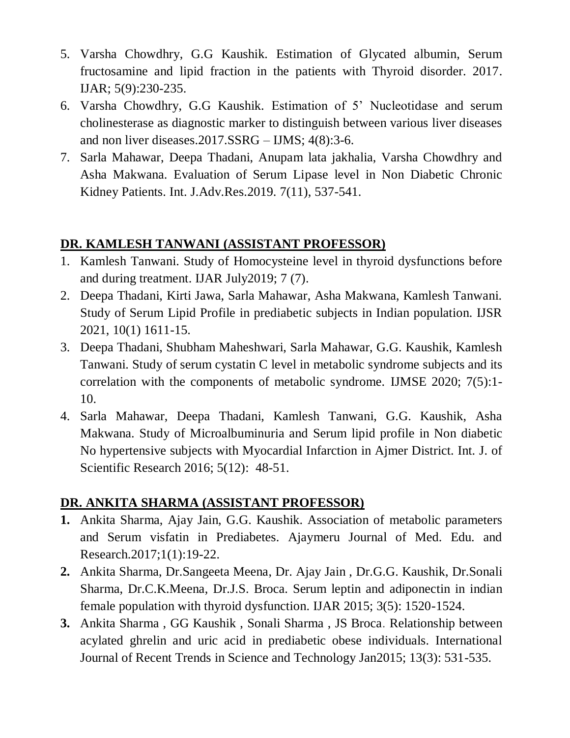5. Varsha Chowdhry, G.G Kaushik. Estimation of Glycated albumin, Serum fructosamine and lipid fraction in the patients with Thyroid disorder. 2017. IJAR; 5(9):230-235.
6. Varsha Chowdhry, G.G Kaushik. Estimation of 5' Nucleotidase and serum cholinesterase as diagnostic marker to distinguish between various liver diseases and non liver diseases.2017.SSRG – IJMS; 4(8):3-6.
7. Sarla Mahawar, Deepa Thadani, Anupam lata jakhalia, Varsha Chowdhry and Asha Makwana. Evaluation of Serum Lipase level in Non Diabetic Chronic Kidney Patients. Int. J.Adv.Res.2019. 7(11), 537-541.

## DR. KAMLESH TANWANI (ASSISTANT PROFESSOR)

1. Kamlesh Tanwani. Study of Homocysteine level in thyroid dysfunctions before and during treatment. IJAR July2019; 7 (7).
2. Deepa Thadani, Kirti Jawa, Sarla Mahawar, Asha Makwana, Kamlesh Tanwani. Study of Serum Lipid Profile in prediabetic subjects in Indian population. IJSR 2021, 10(1) 1611-15.
3. Deepa Thadani, Shubham Maheshwari, Sarla Mahawar, G.G. Kaushik, Kamlesh Tanwani. Study of serum cystatin C level in metabolic syndrome subjects and its correlation with the components of metabolic syndrome. IJMSE 2020; 7(5):1-10.
4. Sarla Mahawar, Deepa Thadani, Kamlesh Tanwani, G.G. Kaushik, Asha Makwana. Study of Microalbuminuria and Serum lipid profile in Non diabetic No hypertensive subjects with Myocardial Infarction in Ajmer District. Int. J. of Scientific Research 2016; 5(12): 48-51.

## DR. ANKITA SHARMA (ASSISTANT PROFESSOR)

1. Ankita Sharma, Ajay Jain, G.G. Kaushik. Association of metabolic parameters and Serum visfatin in Prediabetes. Ajaymeru Journal of Med. Edu. and Research.2017;1(1):19-22.
2. Ankita Sharma, Dr.Sangeeta Meena, Dr. Ajay Jain , Dr.G.G. Kaushik, Dr.Sonali Sharma, Dr.C.K.Meena, Dr.J.S. Broca. Serum leptin and adiponectin in indian female population with thyroid dysfunction. IJAR 2015; 3(5): 1520-1524.
3. Ankita Sharma , GG Kaushik , Sonali Sharma , JS Broca. Relationship between acylated ghrelin and uric acid in prediabetic obese individuals. International Journal of Recent Trends in Science and Technology Jan2015; 13(3): 531-535.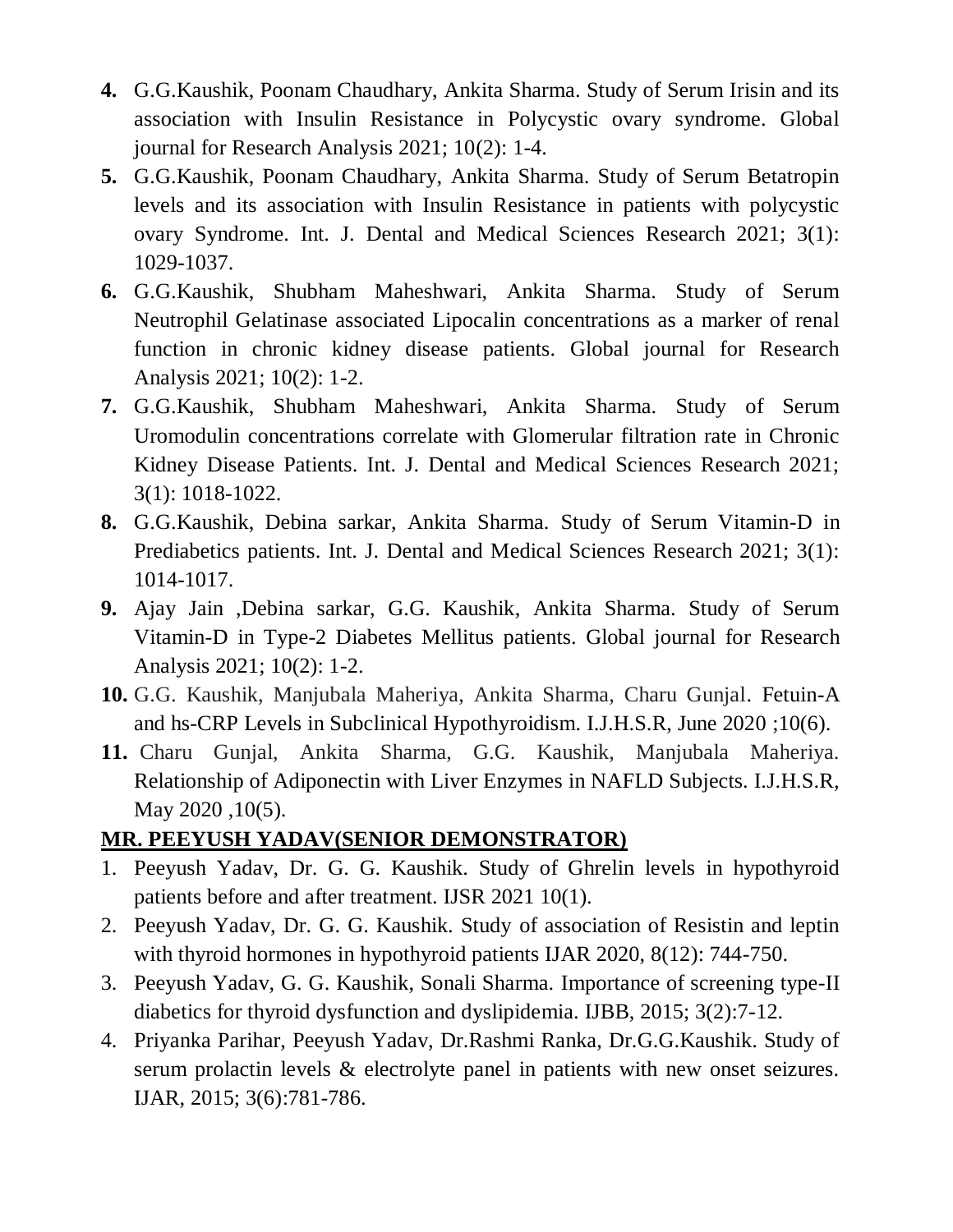4. G.G.Kaushik, Poonam Chaudhary, Ankita Sharma. Study of Serum Irisin and its association with Insulin Resistance in Polycystic ovary syndrome. Global journal for Research Analysis 2021; 10(2): 1-4.
5. G.G.Kaushik, Poonam Chaudhary, Ankita Sharma. Study of Serum Betatropin levels and its association with Insulin Resistance in patients with polycystic ovary Syndrome. Int. J. Dental and Medical Sciences Research 2021; 3(1): 1029-1037.
6. G.G.Kaushik, Shubham Maheshwari, Ankita Sharma. Study of Serum Neutrophil Gelatinase associated Lipocalin concentrations as a marker of renal function in chronic kidney disease patients. Global journal for Research Analysis 2021; 10(2): 1-2.
7. G.G.Kaushik, Shubham Maheshwari, Ankita Sharma. Study of Serum Uromodulin concentrations correlate with Glomerular filtration rate in Chronic Kidney Disease Patients. Int. J. Dental and Medical Sciences Research 2021; 3(1): 1018-1022.
8. G.G.Kaushik, Debina sarkar, Ankita Sharma. Study of Serum Vitamin-D in Prediabetics patients. Int. J. Dental and Medical Sciences Research 2021; 3(1): 1014-1017.
9. Ajay Jain ,Debina sarkar, G.G. Kaushik, Ankita Sharma. Study of Serum Vitamin-D in Type-2 Diabetes Mellitus patients. Global journal for Research Analysis 2021; 10(2): 1-2.
10. G.G. Kaushik, Manjubala Maheriya, Ankita Sharma, Charu Gunjal. Fetuin-A and hs-CRP Levels in Subclinical Hypothyroidism. I.J.H.S.R, June 2020 ;10(6).
11. Charu Gunjal, Ankita Sharma, G.G. Kaushik, Manjubala Maheriya. Relationship of Adiponectin with Liver Enzymes in NAFLD Subjects. I.J.H.S.R, May 2020 ,10(5).

**MR. PEEYUSH YADAV(SENIOR DEMONSTRATOR)**

1. Peeyush Yadav, Dr. G. G. Kaushik. Study of Ghrelin levels in hypothyroid patients before and after treatment. IJSR 2021 10(1).
2. Peeyush Yadav, Dr. G. G. Kaushik. Study of association of Resistin and leptin with thyroid hormones in hypothyroid patients IJAR 2020, 8(12): 744-750.
3. Peeyush Yadav, G. G. Kaushik, Sonali Sharma. Importance of screening type-II diabetics for thyroid dysfunction and dyslipidemia. IJBB, 2015; 3(2):7-12.
4. Priyanka Parihar, Peeyush Yadav, Dr.Rashmi Ranka, Dr.G.G.Kaushik. Study of serum prolactin levels & electrolyte panel in patients with new onset seizures. IJAR, 2015; 3(6):781-786.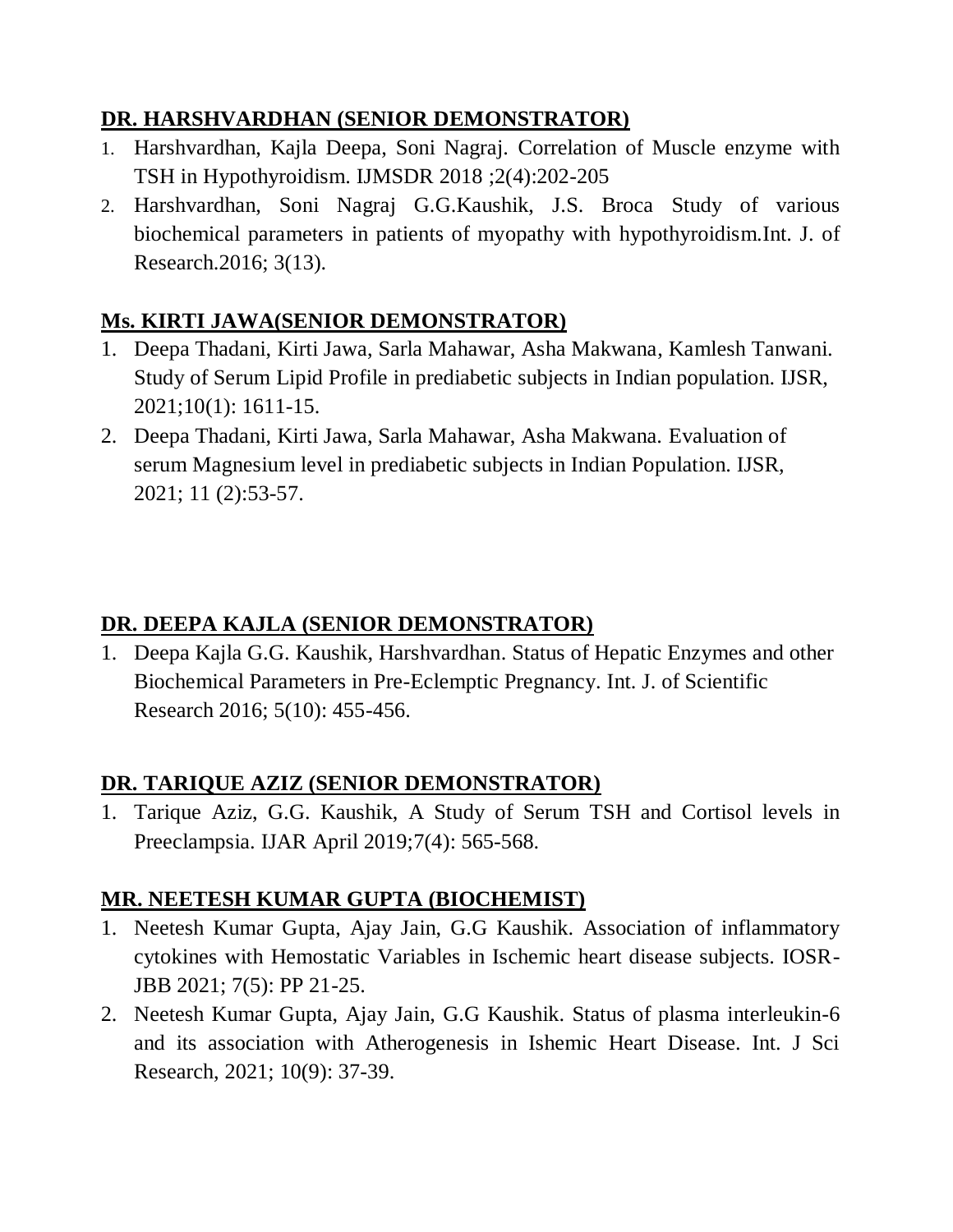**<u>DR. HARSHVARDHAN (SENIOR DEMONSTRATOR)</u>**

1. Harshvardhan, Kajla Deepa, Soni Nagraj. Correlation of Muscle enzyme with TSH in Hypothyroidism. IJMSDR 2018 ;2(4):202-205
2. Harshvardhan, Soni Nagraj G.G.Kaushik, J.S. Broca Study of various biochemical parameters in patients of myopathy with hypothyroidism.Int. J. of Research.2016; 3(13).

**<u>Ms. KIRTI JAWA(SENIOR DEMONSTRATOR)</u>**

1. Deepa Thadani, Kirti Jawa, Sarla Mahawar, Asha Makwana, Kamlesh Tanwani. Study of Serum Lipid Profile in prediabetic subjects in Indian population. IJSR, 2021;10(1): 1611-15.
2. Deepa Thadani, Kirti Jawa, Sarla Mahawar, Asha Makwana. Evaluation of serum Magnesium level in prediabetic subjects in Indian Population. IJSR, 2021; 11 (2):53-57.

**<u>DR. DEEPA KAJLA (SENIOR DEMONSTRATOR)</u>**

1. Deepa Kajla G.G. Kaushik, Harshvardhan. Status of Hepatic Enzymes and other Biochemical Parameters in Pre-Eclemptic Pregnancy. Int. J. of Scientific Research 2016; 5(10): 455-456.

**<u>DR. TARIQUE AZIZ (SENIOR DEMONSTRATOR)</u>**

1. Tarique Aziz, G.G. Kaushik, A Study of Serum TSH and Cortisol levels in Preeclampsia. IJAR April 2019;7(4): 565-568.

**<u>MR. NEETESH KUMAR GUPTA (BIOCHEMIST)</u>**

1. Neetesh Kumar Gupta, Ajay Jain, G.G Kaushik. Association of inflammatory cytokines with Hemostatic Variables in Ischemic heart disease subjects. IOSR-JBB 2021; 7(5): PP 21-25.
2. Neetesh Kumar Gupta, Ajay Jain, G.G Kaushik. Status of plasma interleukin-6 and its association with Atherogenesis in Ishemic Heart Disease. Int. J Sci Research, 2021; 10(9): 37-39.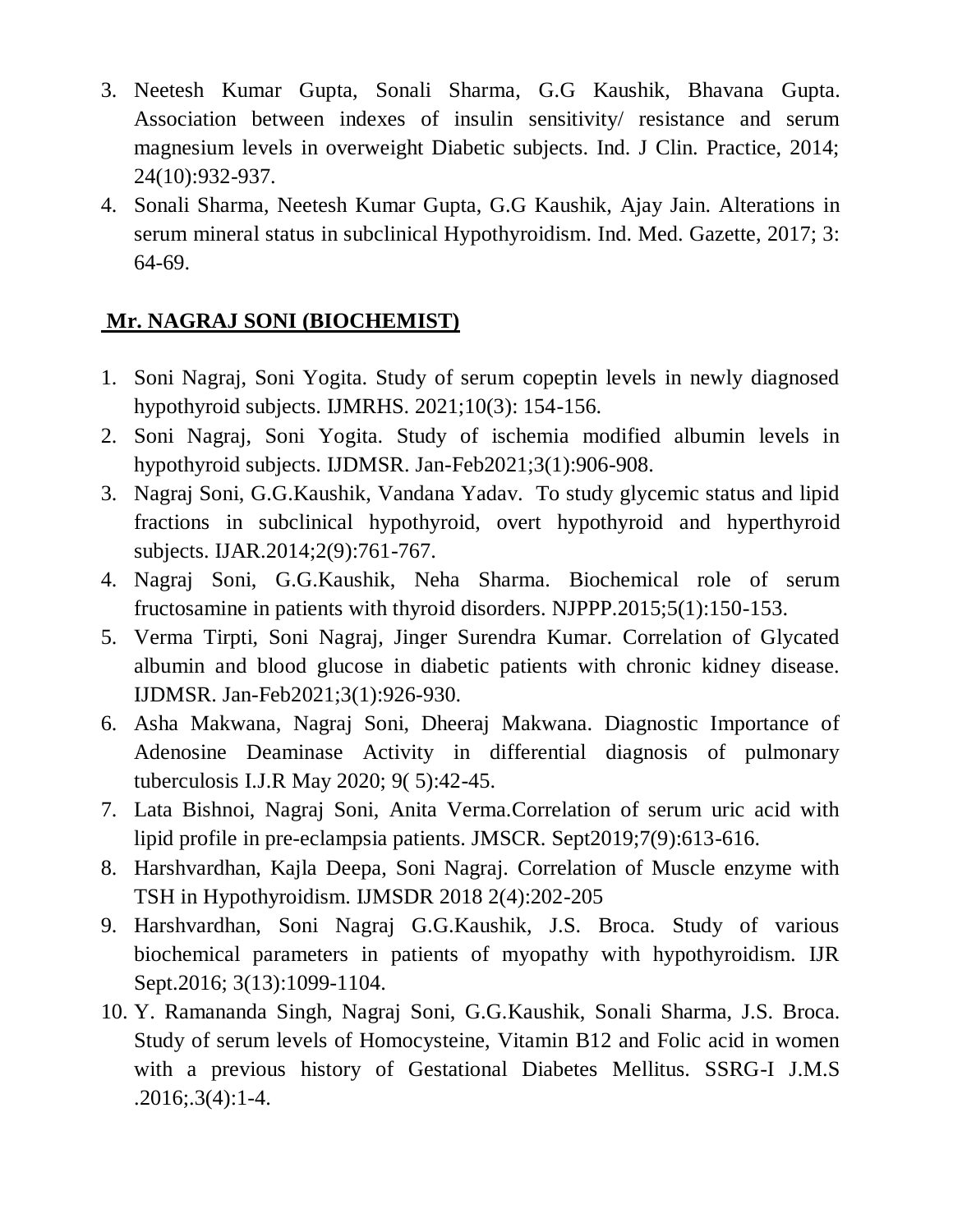3. Neetesh Kumar Gupta, Sonali Sharma, G.G Kaushik, Bhavana Gupta. Association between indexes of insulin sensitivity/ resistance and serum magnesium levels in overweight Diabetic subjects. Ind. J Clin. Practice, 2014; 24(10):932-937.
4. Sonali Sharma, Neetesh Kumar Gupta, G.G Kaushik, Ajay Jain. Alterations in serum mineral status in subclinical Hypothyroidism. Ind. Med. Gazette, 2017; 3: 64-69.

**Mr. NAGRAJ SONI (BIOCHEMIST)**

1. Soni Nagraj, Soni Yogita. Study of serum copeptin levels in newly diagnosed hypothyroid subjects. IJMRHS. 2021;10(3): 154-156.
2. Soni Nagraj, Soni Yogita. Study of ischemia modified albumin levels in hypothyroid subjects. IJDMSR. Jan-Feb2021;3(1):906-908.
3. Nagraj Soni, G.G.Kaushik, Vandana Yadav. To study glycemic status and lipid fractions in subclinical hypothyroid, overt hypothyroid and hyperthyroid subjects. IJAR.2014;2(9):761-767.
4. Nagraj Soni, G.G.Kaushik, Neha Sharma. Biochemical role of serum fructosamine in patients with thyroid disorders. NJPPP.2015;5(1):150-153.
5. Verma Tirpti, Soni Nagraj, Jinger Surendra Kumar. Correlation of Glycated albumin and blood glucose in diabetic patients with chronic kidney disease. IJDMSR. Jan-Feb2021;3(1):926-930.
6. Asha Makwana, Nagraj Soni, Dheeraj Makwana. Diagnostic Importance of Adenosine Deaminase Activity in differential diagnosis of pulmonary tuberculosis I.J.R May 2020; 9( 5):42-45.
7. Lata Bishnoi, Nagraj Soni, Anita Verma.Correlation of serum uric acid with lipid profile in pre-eclampsia patients. JMSCR. Sept2019;7(9):613-616.
8. Harshvardhan, Kajla Deepa, Soni Nagraj. Correlation of Muscle enzyme with TSH in Hypothyroidism. IJMSDR 2018 2(4):202-205
9. Harshvardhan, Soni Nagraj G.G.Kaushik, J.S. Broca. Study of various biochemical parameters in patients of myopathy with hypothyroidism. IJR Sept.2016; 3(13):1099-1104.
10. Y. Ramananda Singh, Nagraj Soni, G.G.Kaushik, Sonali Sharma, J.S. Broca. Study of serum levels of Homocysteine, Vitamin B12 and Folic acid in women with a previous history of Gestational Diabetes Mellitus. SSRG-I J.M.S .2016;.3(4):1-4.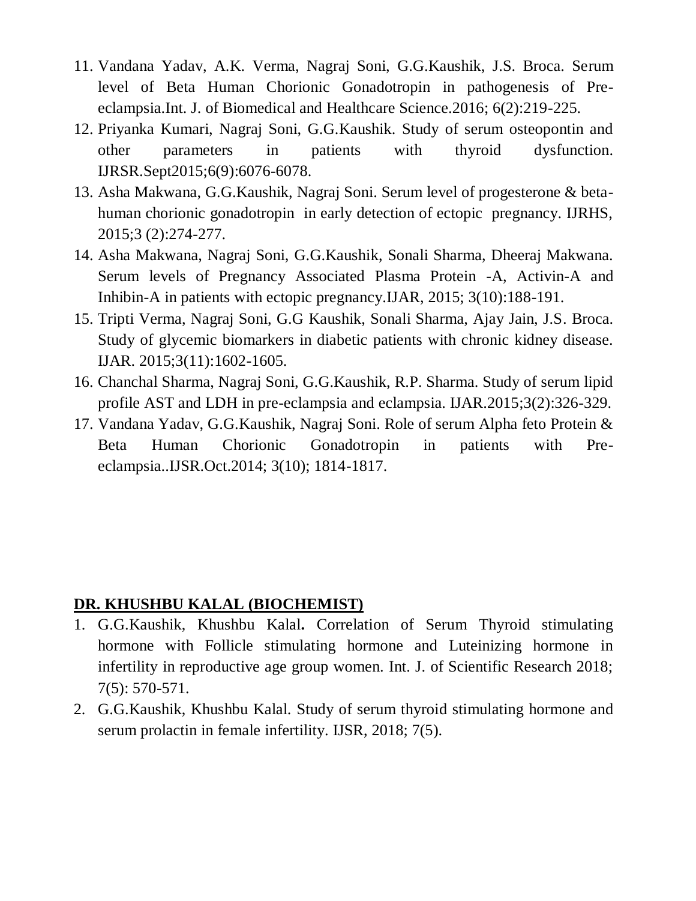11. Vandana Yadav, A.K. Verma, Nagraj Soni, G.G.Kaushik, J.S. Broca. Serum level of Beta Human Chorionic Gonadotropin in pathogenesis of Pre-eclampsia.Int. J. of Biomedical and Healthcare Science.2016; 6(2):219-225.
12. Priyanka Kumari, Nagraj Soni, G.G.Kaushik. Study of serum osteopontin and other parameters in patients with thyroid dysfunction. IJRSR.Sept2015;6(9):6076-6078.
13. Asha Makwana, G.G.Kaushik, Nagraj Soni. Serum level of progesterone & beta-human chorionic gonadotropin in early detection of ectopic pregnancy. IJRHS, 2015;3 (2):274-277.
14. Asha Makwana, Nagraj Soni, G.G.Kaushik, Sonali Sharma, Dheeraj Makwana. Serum levels of Pregnancy Associated Plasma Protein -A, Activin-A and Inhibin-A in patients with ectopic pregnancy.IJAR, 2015; 3(10):188-191.
15. Tripti Verma, Nagraj Soni, G.G Kaushik, Sonali Sharma, Ajay Jain, J.S. Broca. Study of glycemic biomarkers in diabetic patients with chronic kidney disease. IJAR. 2015;3(11):1602-1605.
16. Chanchal Sharma, Nagraj Soni, G.G.Kaushik, R.P. Sharma. Study of serum lipid profile AST and LDH in pre-eclampsia and eclampsia. IJAR.2015;3(2):326-329.
17. Vandana Yadav, G.G.Kaushik, Nagraj Soni. Role of serum Alpha feto Protein & Beta Human Chorionic Gonadotropin in patients with Pre-eclampsia..IJSR.Oct.2014; 3(10); 1814-1817.

**DR. KHUSHBU KALAL (BIOCHEMIST)**

1. G.G.Kaushik, Khushbu Kalal**.** Correlation of Serum Thyroid stimulating hormone with Follicle stimulating hormone and Luteinizing hormone in infertility in reproductive age group women. Int. J. of Scientific Research 2018; 7(5): 570-571.
2. G.G.Kaushik, Khushbu Kalal. Study of serum thyroid stimulating hormone and serum prolactin in female infertility. IJSR, 2018; 7(5).